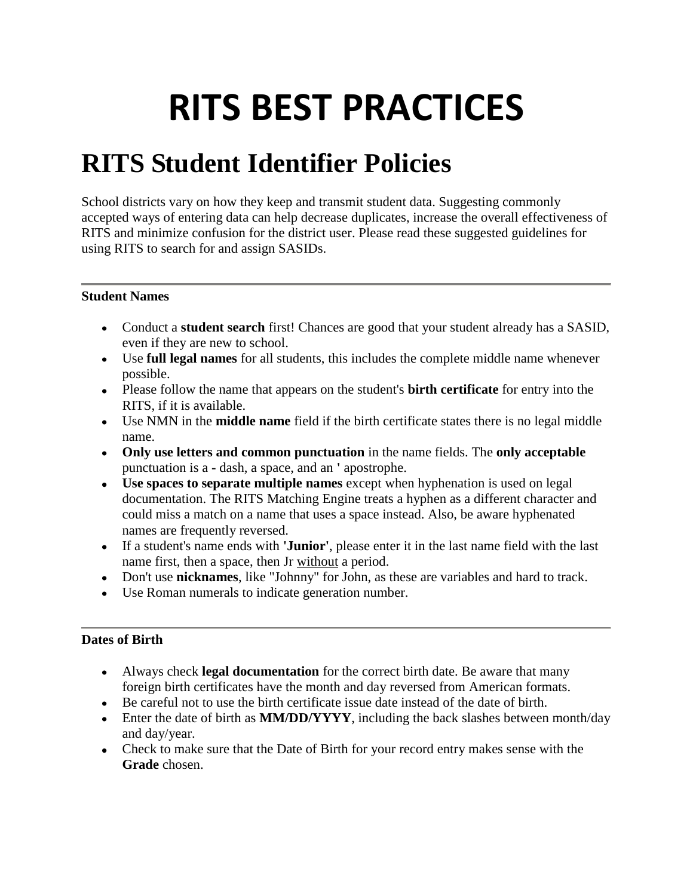# RITS BEST PRACTICES

## RITS Student Identifier Policies

School districts vary on how they keep and transmit student data. Suggesting commonly accepted ways of entering data can help decrease duplicates, increase the overall effectiveness of RITS and minimize confusion for the district user. Please read these suggested guidelines for using RITS to search for and assign SASIDs.

---

**Student Names**

- Conduct a **student search** first! Chances are good that your student already has a SASID, even if they are new to school.
- Use **full legal names** for all students, this includes the complete middle name whenever possible.
- Please follow the name that appears on the student's **birth certificate** for entry into the RITS, if it is available.
- Use NMN in the **middle name** field if the birth certificate states there is no legal middle name.
- **Only use letters and common punctuation** in the name fields. The **only acceptable** punctuation is a **-** dash, a space, and an **'** apostrophe.
- **Use spaces to separate multiple names** except when hyphenation is used on legal documentation. The RITS Matching Engine treats a hyphen as a different character and could miss a match on a name that uses a space instead. Also, be aware hyphenated names are frequently reversed.
- If a student's name ends with **'Junior'**, please enter it in the last name field with the last name first, then a space, then Jr <u>without</u> a period.
- Don't use **nicknames**, like "Johnny" for John, as these are variables and hard to track.
- Use Roman numerals to indicate generation number.

---

**Dates of Birth**

- Always check **legal documentation** for the correct birth date. Be aware that many foreign birth certificates have the month and day reversed from American formats.
- Be careful not to use the birth certificate issue date instead of the date of birth.
- Enter the date of birth as **MM/DD/YYYY**, including the back slashes between month/day and day/year.
- Check to make sure that the Date of Birth for your record entry makes sense with the **Grade** chosen.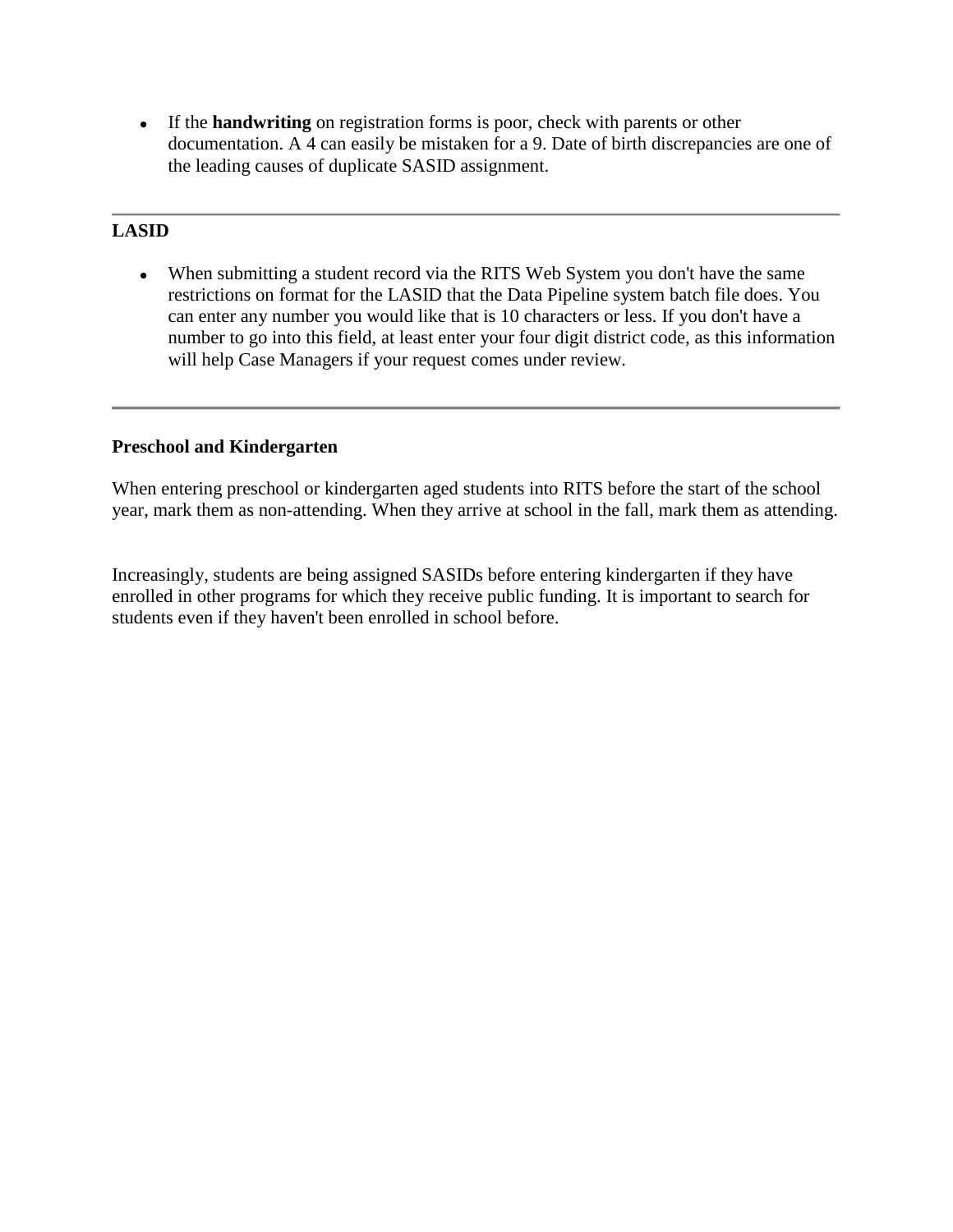- If the **handwriting** on registration forms is poor, check with parents or other documentation. A 4 can easily be mistaken for a 9. Date of birth discrepancies are one of the leading causes of duplicate SASID assignment.

---

**LASID**

- When submitting a student record via the RITS Web System you don't have the same restrictions on format for the LASID that the Data Pipeline system batch file does. You can enter any number you would like that is 10 characters or less. If you don't have a number to go into this field, at least enter your four digit district code, as this information will help Case Managers if your request comes under review.

---

**Preschool and Kindergarten**

When entering preschool or kindergarten aged students into RITS before the start of the school year, mark them as non-attending. When they arrive at school in the fall, mark them as attending.

Increasingly, students are being assigned SASIDs before entering kindergarten if they have enrolled in other programs for which they receive public funding. It is important to search for students even if they haven't been enrolled in school before.